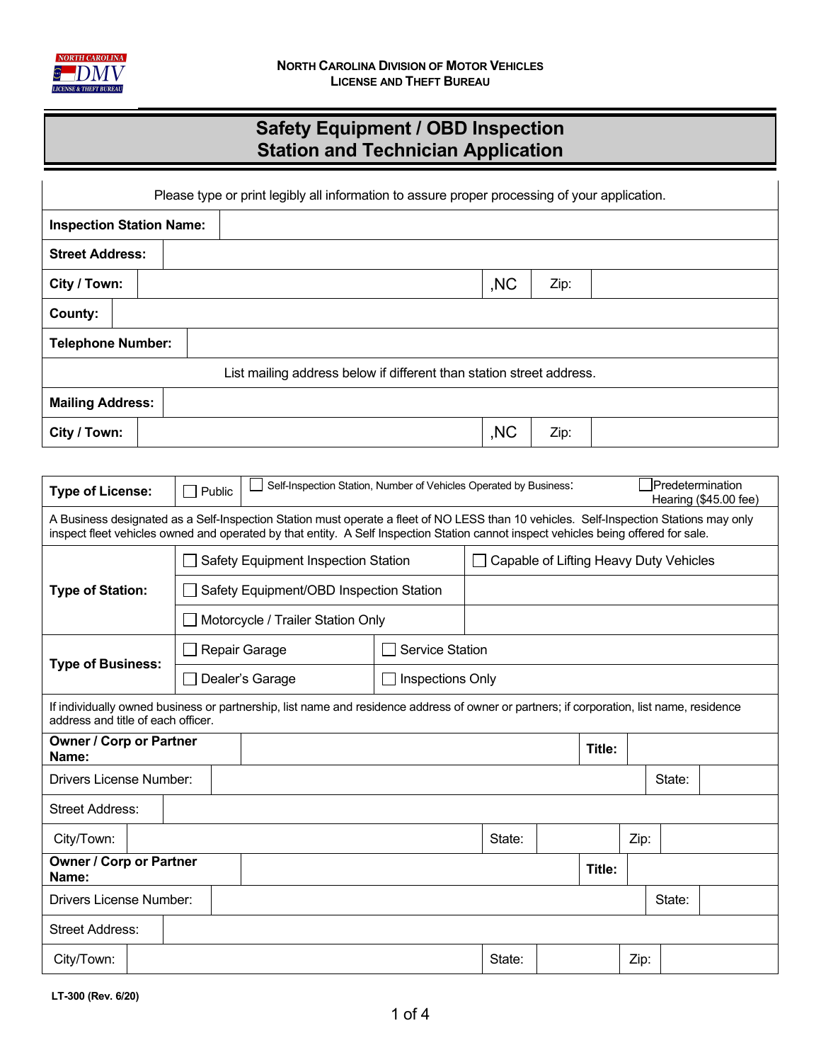**North Carolina Division of Motor Vehicles**
**License and Theft Bureau**

# Safety Equipment / OBD Inspection Station and Technician Application

Please type or print legibly all information to assure proper processing of your application.

| | | | |
|---|---|---|---|
| **Inspection Station Name:** | | | |
| **Street Address:** | | | |
| **City / Town:** | ,NC | Zip: | |
| **County:** | | | |
| **Telephone Number:** | | | |

List mailing address below if different than station street address.

| | | | |
|---|---|---|---|
| **Mailing Address:** | | | |
| **City / Town:** | ,NC | Zip: | |

| | | | |
|---|---|---|---|
| **Type of License:** | ☐ Public | ☐ Self-Inspection Station, Number of Vehicles Operated by Business: | ☐ Predetermination Hearing ($45.00 fee) |

A Business designated as a Self-Inspection Station must operate a fleet of NO LESS than 10 vehicles. Self-Inspection Stations may only inspect fleet vehicles owned and operated by that entity. A Self Inspection Station cannot inspect vehicles being offered for sale.

| | | |
|---|---|---|
| **Type of Station:** | ☐ Safety Equipment Inspection Station | ☐ Capable of Lifting Heavy Duty Vehicles |
| | ☐ Safety Equipment/OBD Inspection Station | |
| | ☐ Motorcycle / Trailer Station Only | |
| **Type of Business:** | ☐ Repair Garage | ☐ Service Station |
| | ☐ Dealer's Garage | ☐ Inspections Only |

If individually owned business or partnership, list name and residence address of owner or partners; if corporation, list name, residence address and title of each officer.

| | | | | | |
|---|---|---|---|---|---|
| **Owner / Corp or Partner Name:** | | | | **Title:** | |
| Drivers License Number: | | | | State: | |
| Street Address: | | | | | |
| City/Town: | | State: | | Zip: | |
| **Owner / Corp or Partner Name:** | | | | **Title:** | |
| Drivers License Number: | | | | State: | |
| Street Address: | | | | | |
| City/Town: | | State: | | Zip: | |

LT-300 (Rev. 6/20)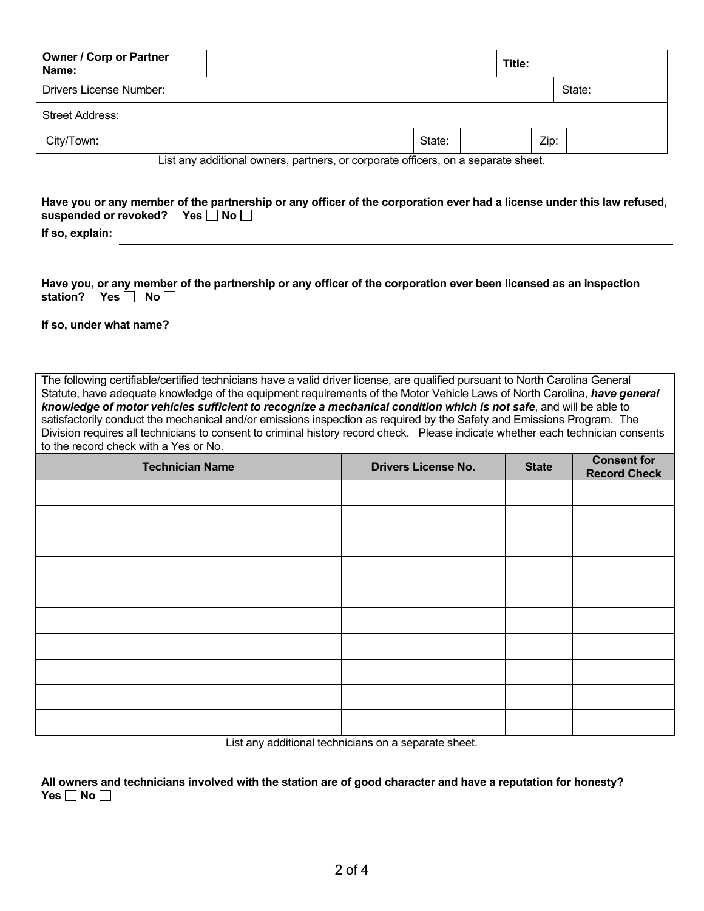| **Owner / Corp or Partner Name:** | | **Title:** | |
|---|---|---|---|

| Drivers License Number: | | State: | |
|---|---|---|---|

| Street Address: | |
|---|---|

| City/Town: | | State: | | Zip: | |
|---|---|---|---|---|---|

List any additional owners, partners, or corporate officers, on a separate sheet.

**Have you or any member of the partnership or any officer of the corporation ever had a license under this law refused, suspended or revoked? Yes ☐ No ☐**

**If so, explain:** ______________________________________________

______________________________________________

**Have you, or any member of the partnership or any officer of the corporation ever been licensed as an inspection station? Yes ☐ No ☐**

**If so, under what name?** ______________________________________________

The following certifiable/certified technicians have a valid driver license, are qualified pursuant to North Carolina General Statute, have adequate knowledge of the equipment requirements of the Motor Vehicle Laws of North Carolina, ***have general knowledge of motor vehicles sufficient to recognize a mechanical condition which is not safe***, and will be able to satisfactorily conduct the mechanical and/or emissions inspection as required by the Safety and Emissions Program. The Division requires all technicians to consent to criminal history record check. Please indicate whether each technician consents to the record check with a Yes or No.

| Technician Name | Drivers License No. | State | Consent for Record Check |
|---|---|---|---|
| | | | |
| | | | |
| | | | |
| | | | |
| | | | |
| | | | |
| | | | |
| | | | |
| | | | |
| | | | |

List any additional technicians on a separate sheet.

**All owners and technicians involved with the station are of good character and have a reputation for honesty? Yes ☐ No ☐**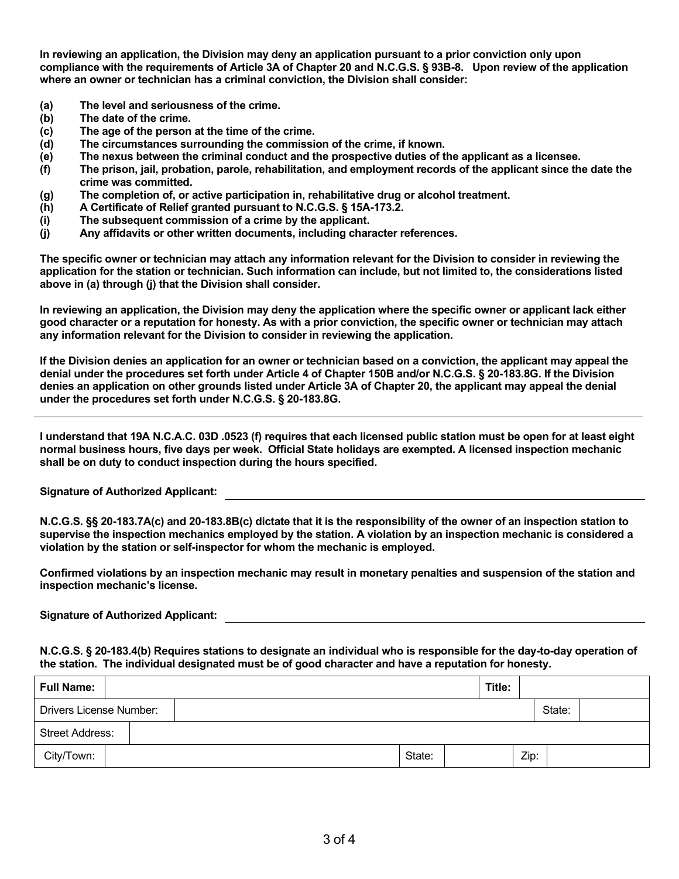**In reviewing an application, the Division may deny an application pursuant to a prior conviction only upon compliance with the requirements of Article 3A of Chapter 20 and N.C.G.S. § 93B-8. Upon review of the application where an owner or technician has a criminal conviction, the Division shall consider:**

- **(a) The level and seriousness of the crime.**
- **(b) The date of the crime.**
- **(c) The age of the person at the time of the crime.**
- **(d) The circumstances surrounding the commission of the crime, if known.**
- **(e) The nexus between the criminal conduct and the prospective duties of the applicant as a licensee.**
- **(f) The prison, jail, probation, parole, rehabilitation, and employment records of the applicant since the date the crime was committed.**
- **(g) The completion of, or active participation in, rehabilitative drug or alcohol treatment.**
- **(h) A Certificate of Relief granted pursuant to N.C.G.S. § 15A-173.2.**
- **(i) The subsequent commission of a crime by the applicant.**
- **(j) Any affidavits or other written documents, including character references.**

**The specific owner or technician may attach any information relevant for the Division to consider in reviewing the application for the station or technician. Such information can include, but not limited to, the considerations listed above in (a) through (j) that the Division shall consider.**

**In reviewing an application, the Division may deny the application where the specific owner or applicant lack either good character or a reputation for honesty. As with a prior conviction, the specific owner or technician may attach any information relevant for the Division to consider in reviewing the application.**

**If the Division denies an application for an owner or technician based on a conviction, the applicant may appeal the denial under the procedures set forth under Article 4 of Chapter 150B and/or N.C.G.S. § 20-183.8G. If the Division denies an application on other grounds listed under Article 3A of Chapter 20, the applicant may appeal the denial under the procedures set forth under N.C.G.S. § 20-183.8G.**

---

**I understand that 19A N.C.A.C. 03D .0523 (f) requires that each licensed public station must be open for at least eight normal business hours, five days per week. Official State holidays are exempted. A licensed inspection mechanic shall be on duty to conduct inspection during the hours specified.**

**Signature of Authorized Applicant:** ______________________________

**N.C.G.S. §§ 20-183.7A(c) and 20-183.8B(c) dictate that it is the responsibility of the owner of an inspection station to supervise the inspection mechanics employed by the station. A violation by an inspection mechanic is considered a violation by the station or self-inspector for whom the mechanic is employed.**

**Confirmed violations by an inspection mechanic may result in monetary penalties and suspension of the station and inspection mechanic's license.**

**Signature of Authorized Applicant:** ______________________________

**N.C.G.S. § 20-183.4(b) Requires stations to designate an individual who is responsible for the day-to-day operation of the station. The individual designated must be of good character and have a reputation for honesty.**

| **Full Name:** | | **Title:** | |
|---|---|---|---|
| Drivers License Number: | | State: | |
| Street Address: | | | |
| City/Town: | | State: | Zip: |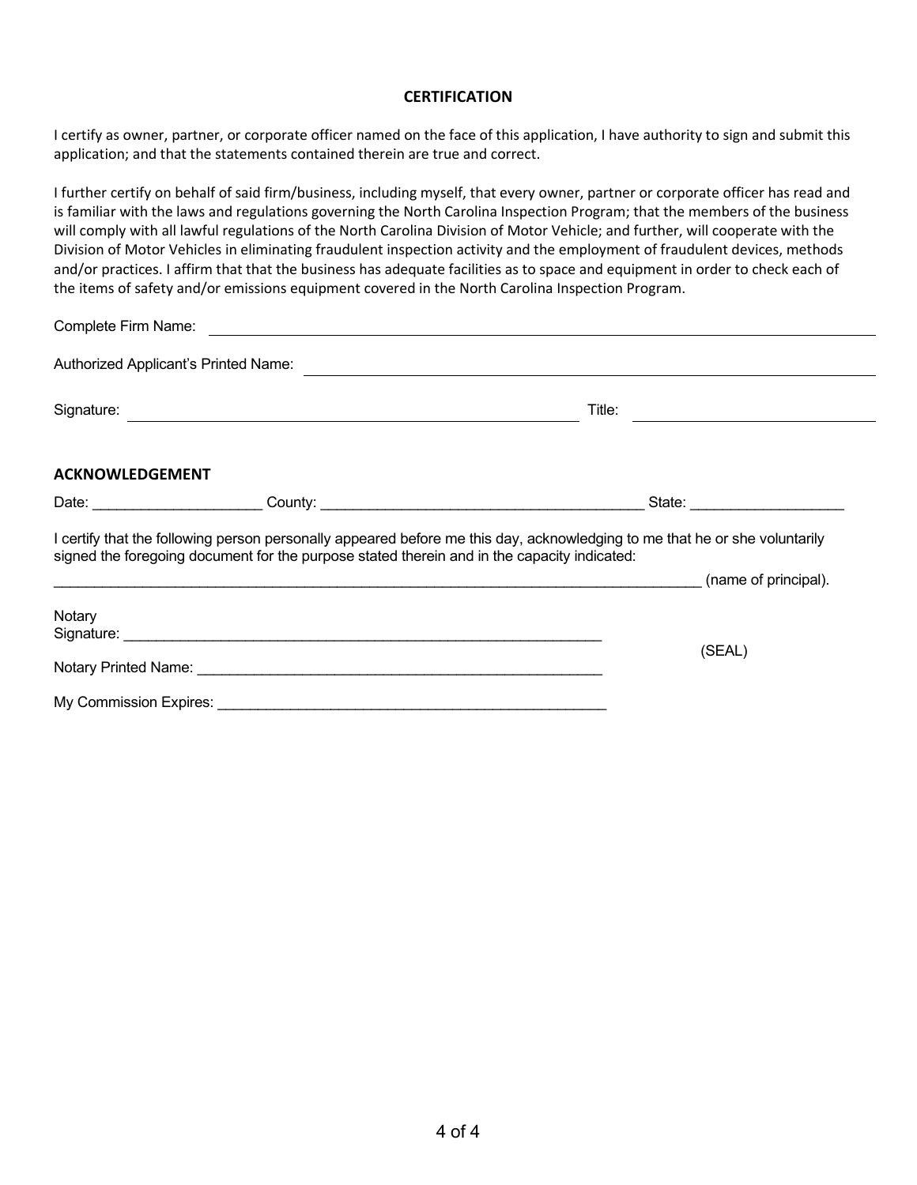## CERTIFICATION

I certify as owner, partner, or corporate officer named on the face of this application, I have authority to sign and submit this application; and that the statements contained therein are true and correct.

I further certify on behalf of said firm/business, including myself, that every owner, partner or corporate officer has read and is familiar with the laws and regulations governing the North Carolina Inspection Program; that the members of the business will comply with all lawful regulations of the North Carolina Division of Motor Vehicle; and further, will cooperate with the Division of Motor Vehicles in eliminating fraudulent inspection activity and the employment of fraudulent devices, methods and/or practices. I affirm that that the business has adequate facilities as to space and equipment in order to check each of the items of safety and/or emissions equipment covered in the North Carolina Inspection Program.

Complete Firm Name: ______________________________________________

Authorized Applicant's Printed Name: ______________________________________________

Signature: ______________________________ Title: ______________________

## ACKNOWLEDGEMENT

Date: _____________________ County: _________________________________________ State: ___________________

I certify that the following person personally appeared before me this day, acknowledging to me that he or she voluntarily signed the foregoing document for the purpose stated therein and in the capacity indicated:

_____________________________________________________________________________________ (name of principal).

Notary Signature: ______________________________________________________________

(SEAL)

Notary Printed Name: ____________________________________________________

My Commission Expires: __________________________________________________